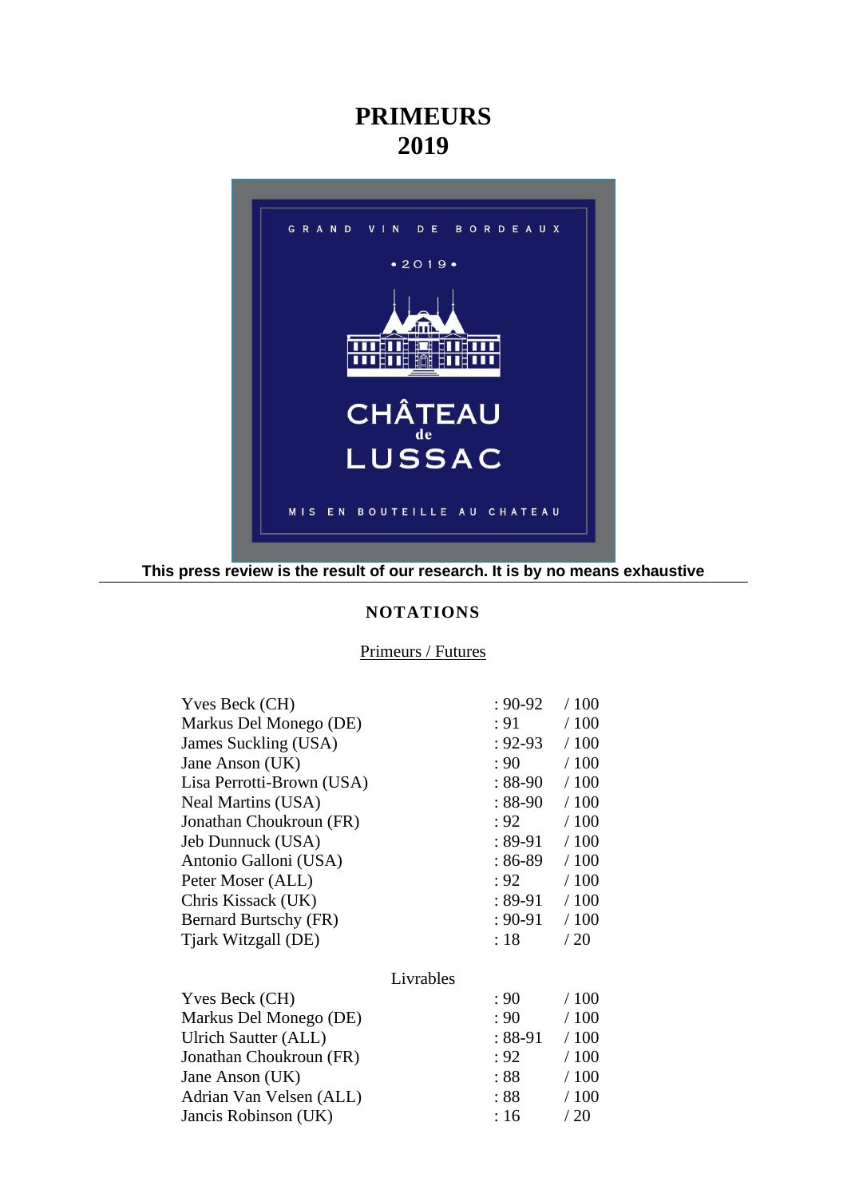# PRIMEURS
# 2019

**This press review is the result of our research. It is by no means exhaustive**

---

## NOTATIONS

Primeurs / Futures

| | | |
|---|---|---|
| Yves Beck (CH) | : 90-92 | / 100 |
| Markus Del Monego (DE) | : 91 | / 100 |
| James Suckling (USA) | : 92-93 | / 100 |
| Jane Anson (UK) | : 90 | / 100 |
| Lisa Perrotti-Brown (USA) | : 88-90 | / 100 |
| Neal Martins (USA) | : 88-90 | / 100 |
| Jonathan Choukroun (FR) | : 92 | / 100 |
| Jeb Dunnuck (USA) | : 89-91 | / 100 |
| Antonio Galloni (USA) | : 86-89 | / 100 |
| Peter Moser (ALL) | : 92 | / 100 |
| Chris Kissack (UK) | : 89-91 | / 100 |
| Bernard Burtschy (FR) | : 90-91 | / 100 |
| Tjark Witzgall (DE) | : 18 | / 20 |

Livrables

| | | |
|---|---|---|
| Yves Beck (CH) | : 90 | / 100 |
| Markus Del Monego (DE) | : 90 | / 100 |
| Ulrich Sautter (ALL) | : 88-91 | / 100 |
| Jonathan Choukroun (FR) | : 92 | / 100 |
| Jane Anson (UK) | : 88 | / 100 |
| Adrian Van Velsen (ALL) | : 88 | / 100 |
| Jancis Robinson (UK) | : 16 | / 20 |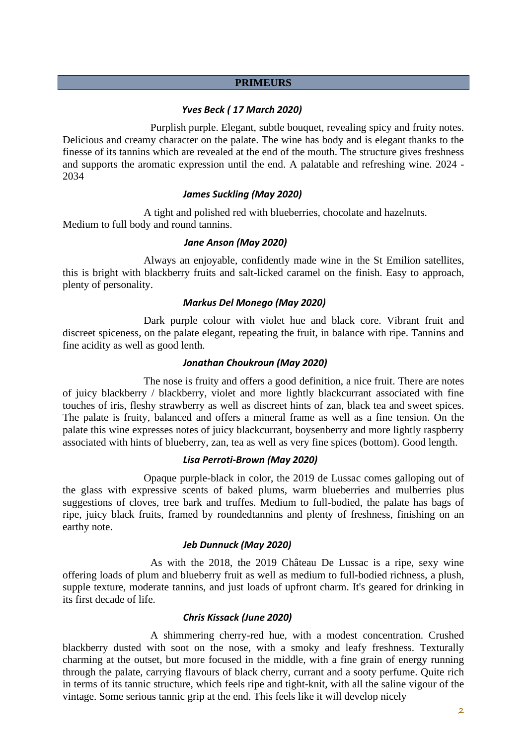## PRIMEURS

### *Yves Beck ( 17 March 2020)*

Purplish purple. Elegant, subtle bouquet, revealing spicy and fruity notes. Delicious and creamy character on the palate. The wine has body and is elegant thanks to the finesse of its tannins which are revealed at the end of the mouth. The structure gives freshness and supports the aromatic expression until the end. A palatable and refreshing wine. 2024 - 2034

### *James Suckling (May 2020)*

A tight and polished red with blueberries, chocolate and hazelnuts. Medium to full body and round tannins.

### *Jane Anson (May 2020)*

Always an enjoyable, confidently made wine in the St Emilion satellites, this is bright with blackberry fruits and salt-licked caramel on the finish. Easy to approach, plenty of personality.

### *Markus Del Monego (May 2020)*

Dark purple colour with violet hue and black core. Vibrant fruit and discreet spiceness, on the palate elegant, repeating the fruit, in balance with ripe. Tannins and fine acidity as well as good lenth.

### *Jonathan Choukroun (May 2020)*

The nose is fruity and offers a good definition, a nice fruit. There are notes of juicy blackberry / blackberry, violet and more lightly blackcurrant associated with fine touches of iris, fleshy strawberry as well as discreet hints of zan, black tea and sweet spices. The palate is fruity, balanced and offers a mineral frame as well as a fine tension. On the palate this wine expresses notes of juicy blackcurrant, boysenberry and more lightly raspberry associated with hints of blueberry, zan, tea as well as very fine spices (bottom). Good length.

### *Lisa Perroti-Brown (May 2020)*

Opaque purple-black in color, the 2019 de Lussac comes galloping out of the glass with expressive scents of baked plums, warm blueberries and mulberries plus suggestions of cloves, tree bark and truffes. Medium to full-bodied, the palate has bags of ripe, juicy black fruits, framed by roundedtannins and plenty of freshness, finishing on an earthy note.

### *Jeb Dunnuck (May 2020)*

As with the 2018, the 2019 Château De Lussac is a ripe, sexy wine offering loads of plum and blueberry fruit as well as medium to full-bodied richness, a plush, supple texture, moderate tannins, and just loads of upfront charm. It's geared for drinking in its first decade of life.

### *Chris Kissack (June 2020)*

A shimmering cherry-red hue, with a modest concentration. Crushed blackberry dusted with soot on the nose, with a smoky and leafy freshness. Texturally charming at the outset, but more focused in the middle, with a fine grain of energy running through the palate, carrying flavours of black cherry, currant and a sooty perfume. Quite rich in terms of its tannic structure, which feels ripe and tight-knit, with all the saline vigour of the vintage. Some serious tannic grip at the end. This feels like it will develop nicely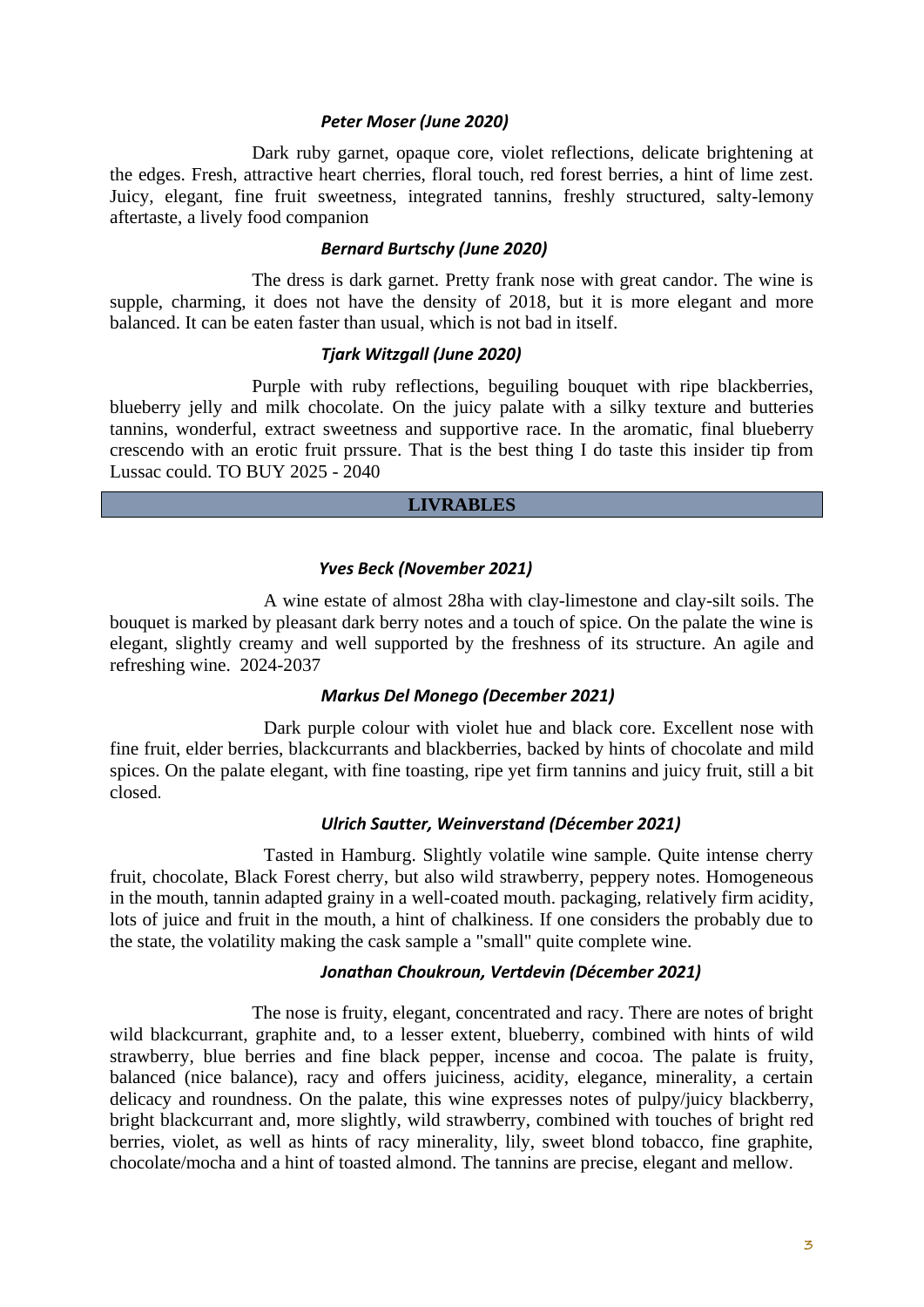***Peter Moser (June 2020)***

Dark ruby garnet, opaque core, violet reflections, delicate brightening at the edges. Fresh, attractive heart cherries, floral touch, red forest berries, a hint of lime zest. Juicy, elegant, fine fruit sweetness, integrated tannins, freshly structured, salty-lemony aftertaste, a lively food companion

***Bernard Burtschy (June 2020)***

The dress is dark garnet. Pretty frank nose with great candor. The wine is supple, charming, it does not have the density of 2018, but it is more elegant and more balanced. It can be eaten faster than usual, which is not bad in itself.

***Tjark Witzgall (June 2020)***

Purple with ruby reflections, beguiling bouquet with ripe blackberries, blueberry jelly and milk chocolate. On the juicy palate with a silky texture and butteries tannins, wonderful, extract sweetness and supportive race. In the aromatic, final blueberry crescendo with an erotic fruit prssure. That is the best thing I do taste this insider tip from Lussac could. TO BUY 2025 - 2040

## LIVRABLES

***Yves Beck (November 2021)***

A wine estate of almost 28ha with clay-limestone and clay-silt soils. The bouquet is marked by pleasant dark berry notes and a touch of spice. On the palate the wine is elegant, slightly creamy and well supported by the freshness of its structure. An agile and refreshing wine. 2024-2037

***Markus Del Monego (December 2021)***

Dark purple colour with violet hue and black core. Excellent nose with fine fruit, elder berries, blackcurrants and blackberries, backed by hints of chocolate and mild spices. On the palate elegant, with fine toasting, ripe yet firm tannins and juicy fruit, still a bit closed.

***Ulrich Sautter, Weinverstand (Décember 2021)***

Tasted in Hamburg. Slightly volatile wine sample. Quite intense cherry fruit, chocolate, Black Forest cherry, but also wild strawberry, peppery notes. Homogeneous in the mouth, tannin adapted grainy in a well-coated mouth. packaging, relatively firm acidity, lots of juice and fruit in the mouth, a hint of chalkiness. If one considers the probably due to the state, the volatility making the cask sample a "small" quite complete wine.

***Jonathan Choukroun, Vertdevin (Décember 2021)***

The nose is fruity, elegant, concentrated and racy. There are notes of bright wild blackcurrant, graphite and, to a lesser extent, blueberry, combined with hints of wild strawberry, blue berries and fine black pepper, incense and cocoa. The palate is fruity, balanced (nice balance), racy and offers juiciness, acidity, elegance, minerality, a certain delicacy and roundness. On the palate, this wine expresses notes of pulpy/juicy blackberry, bright blackcurrant and, more slightly, wild strawberry, combined with touches of bright red berries, violet, as well as hints of racy minerality, lily, sweet blond tobacco, fine graphite, chocolate/mocha and a hint of toasted almond. The tannins are precise, elegant and mellow.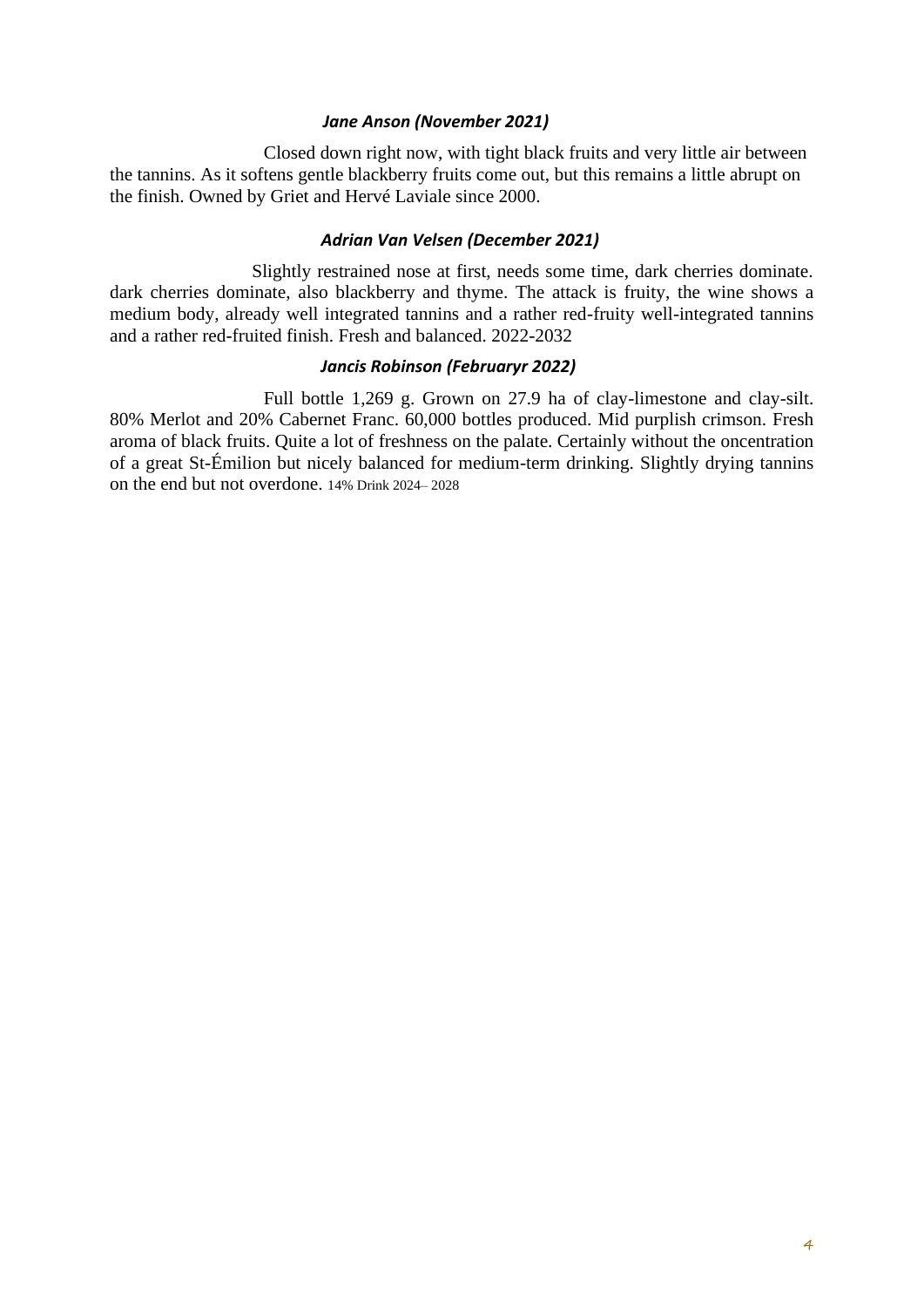***Jane Anson (November 2021)***

Closed down right now, with tight black fruits and very little air between the tannins. As it softens gentle blackberry fruits come out, but this remains a little abrupt on the finish. Owned by Griet and Hervé Laviale since 2000.

***Adrian Van Velsen (December 2021)***

Slightly restrained nose at first, needs some time, dark cherries dominate. dark cherries dominate, also blackberry and thyme. The attack is fruity, the wine shows a medium body, already well integrated tannins and a rather red-fruity well-integrated tannins and a rather red-fruited finish. Fresh and balanced. 2022-2032

***Jancis Robinson (Februaryr 2022)***

Full bottle 1,269 g. Grown on 27.9 ha of clay-limestone and clay-silt. 80% Merlot and 20% Cabernet Franc. 60,000 bottles produced. Mid purplish crimson. Fresh aroma of black fruits. Quite a lot of freshness on the palate. Certainly without the oncentration of a great St-Émilion but nicely balanced for medium-term drinking. Slightly drying tannins on the end but not overdone. 14% Drink 2024– 2028